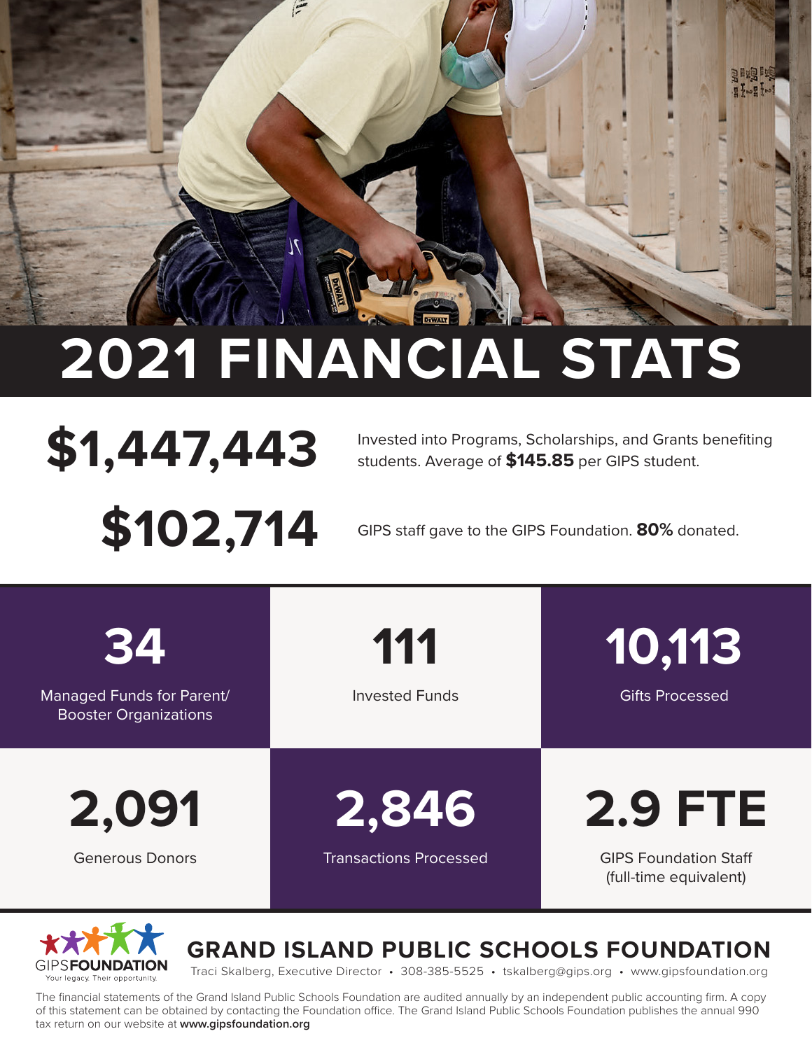# 2021 FINANCIAL STATS

**$1,447,443**

Invested into Programs, Scholarships, and Grants benefiting students. Average of **$145.85** per GIPS student.

**$102,714**

GIPS staff gave to the GIPS Foundation. **80%** donated.

**34**
Managed Funds for Parent/ Booster Organizations

**111**
Invested Funds

**10,113**
Gifts Processed

**2,091**
Generous Donors

**2,846**
Transactions Processed

**2.9 FTE**
GIPS Foundation Staff (full-time equivalent)

GIPS**FOUNDATION**
Your legacy. Their opportunity.

## GRAND ISLAND PUBLIC SCHOOLS FOUNDATION

Traci Skalberg, Executive Director • 308-385-5525 • tskalberg@gips.org • www.gipsfoundation.org

The financial statements of the Grand Island Public Schools Foundation are audited annually by an independent public accounting firm. A copy of this statement can be obtained by contacting the Foundation office. The Grand Island Public Schools Foundation publishes the annual 990 tax return on our website at **www.gipsfoundation.org**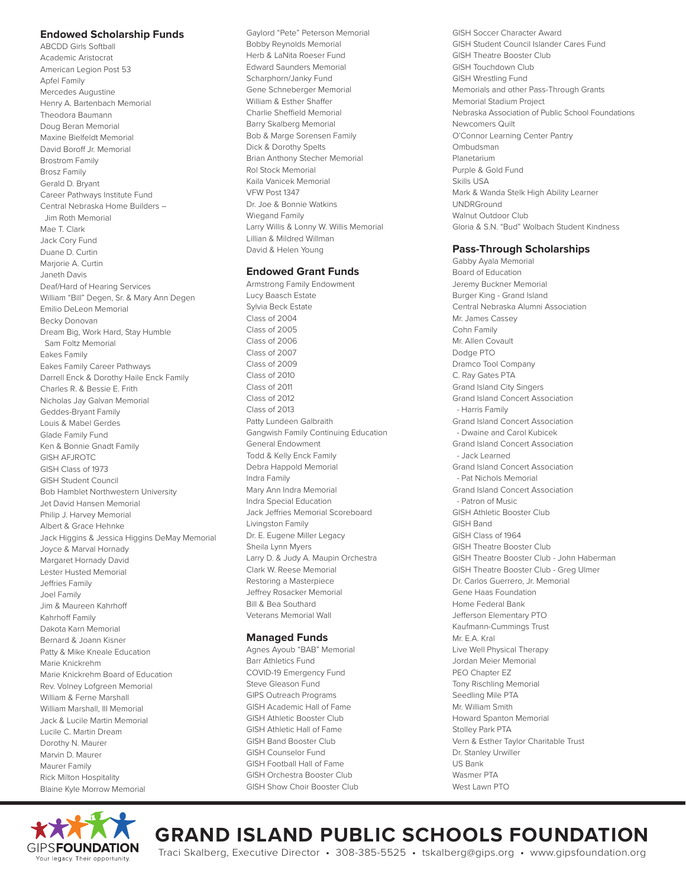## Endowed Scholarship Funds

ABCDD Girls Softball
Academic Aristocrat
American Legion Post 53
Apfel Family
Mercedes Augustine
Henry A. Bartenbach Memorial
Theodora Baumann
Doug Beran Memorial
Maxine Bielfeldt Memorial
David Boroff Jr. Memorial
Brostrom Family
Brosz Family
Gerald D. Bryant
Career Pathways Institute Fund
Central Nebraska Home Builders – Jim Roth Memorial
Mae T. Clark
Jack Cory Fund
Duane D. Curtin
Marjorie A. Curtin
Janeth Davis
Deaf/Hard of Hearing Services
William "Bill" Degen, Sr. & Mary Ann Degen
Emilio DeLeon Memorial
Becky Donovan
Dream Big, Work Hard, Stay Humble Sam Foltz Memorial
Eakes Family
Eakes Family Career Pathways
Darrell Enck & Dorothy Haile Enck Family
Charles R. & Bessie E. Frith
Nicholas Jay Galvan Memorial
Geddes-Bryant Family
Louis & Mabel Gerdes
Glade Family Fund
Ken & Bonnie Gnadt Family
GISH AFJROTC
GISH Class of 1973
GISH Student Council
Bob Hamblet Northwestern University
Jet David Hansen Memorial
Philip J. Harvey Memorial
Albert & Grace Hehnke
Jack Higgins & Jessica Higgins DeMay Memorial
Joyce & Marval Hornady
Margaret Hornady David
Lester Husted Memorial
Jeffries Family
Joel Family
Jim & Maureen Kahrhoff
Kahrhoff Family
Dakota Karn Memorial
Bernard & Joann Kisner
Patty & Mike Kneale Education
Marie Knickrehm
Marie Knickrehm Board of Education
Rev. Volney Lofgreen Memorial
William & Ferne Marshall
William Marshall, III Memorial
Jack & Lucile Martin Memorial
Lucile C. Martin Dream
Dorothy N. Maurer
Marvin D. Maurer
Maurer Family
Rick Milton Hospitality
Blaine Kyle Morrow Memorial
Gaylord "Pete" Peterson Memorial
Bobby Reynolds Memorial
Herb & LaNita Roeser Fund
Edward Saunders Memorial
Scharphorn/Janky Fund
Gene Schneberger Memorial
William & Esther Shaffer
Charlie Sheffield Memorial
Barry Skalberg Memorial
Bob & Marge Sorensen Family
Dick & Dorothy Spelts
Brian Anthony Stecher Memorial
Rol Stock Memorial
Kaila Vanicek Memorial
VFW Post 1347
Dr. Joe & Bonnie Watkins
Wiegand Family
Larry Willis & Lonny W. Willis Memorial
Lillian & Mildred Willman
David & Helen Young

## Endowed Grant Funds

Armstrong Family Endowment
Lucy Baasch Estate
Sylvia Beck Estate
Class of 2004
Class of 2005
Class of 2006
Class of 2007
Class of 2009
Class of 2010
Class of 2011
Class of 2012
Class of 2013
Patty Lundeen Galbraith
Gangwish Family Continuing Education
General Endowment
Todd & Kelly Enck Family
Debra Happold Memorial
Indra Family
Mary Ann Indra Memorial
Indra Special Education
Jack Jeffries Memorial Scoreboard
Livingston Family
Dr. E. Eugene Miller Legacy
Sheila Lynn Myers
Larry D. & Judy A. Maupin Orchestra
Clark W. Reese Memorial
Restoring a Masterpiece
Jeffrey Rosacker Memorial
Bill & Bea Southard
Veterans Memorial Wall

## Managed Funds

Agnes Ayoub "BAB" Memorial
Barr Athletics Fund
COVID-19 Emergency Fund
Steve Gleason Fund
GIPS Outreach Programs
GISH Academic Hall of Fame
GISH Athletic Booster Club
GISH Athletic Hall of Fame
GISH Band Booster Club
GISH Counselor Fund
GISH Football Hall of Fame
GISH Orchestra Booster Club
GISH Show Choir Booster Club
GISH Soccer Character Award
GISH Student Council Islander Cares Fund
GISH Theatre Booster Club
GISH Touchdown Club
GISH Wrestling Fund
Memorials and other Pass-Through Grants
Memorial Stadium Project
Nebraska Association of Public School Foundations
Newcomers Quilt
O'Connor Learning Center Pantry
Ombudsman
Planetarium
Purple & Gold Fund
Skills USA
Mark & Wanda Stelk High Ability Learner
UNDRGround
Walnut Outdoor Club
Gloria & S.N. "Bud" Wolbach Student Kindness

## Pass-Through Scholarships

Gabby Ayala Memorial
Board of Education
Jeremy Buckner Memorial
Burger King - Grand Island
Central Nebraska Alumni Association
Mr. James Cassey
Cohn Family
Mr. Allen Covault
Dodge PTO
Dramco Tool Company
C. Ray Gates PTA
Grand Island City Singers
Grand Island Concert Association - Harris Family
Grand Island Concert Association - Dwaine and Carol Kubicek
Grand Island Concert Association - Jack Learned
Grand Island Concert Association - Pat Nichols Memorial
Grand Island Concert Association - Patron of Music
GISH Athletic Booster Club
GISH Band
GISH Class of 1964
GISH Theatre Booster Club
GISH Theatre Booster Club - John Haberman
GISH Theatre Booster Club - Greg Ulmer
Dr. Carlos Guerrero, Jr. Memorial
Gene Haas Foundation
Home Federal Bank
Jefferson Elementary PTO
Kaufmann-Cummings Trust
Mr. E.A. Kral
Live Well Physical Therapy
Jordan Meier Memorial
PEO Chapter EZ
Tony Rischling Memorial
Seedling Mile PTA
Mr. William Smith
Howard Spanton Memorial
Stolley Park PTA
Vern & Esther Taylor Charitable Trust
Dr. Stanley Urwiller
US Bank
Wasmer PTA
West Lawn PTO

GIPS**FOUNDATION**
Your legacy. Their opportunity.

**GRAND ISLAND PUBLIC SCHOOLS FOUNDATION**
Traci Skalberg, Executive Director • 308-385-5525 • tskalberg@gips.org • www.gipsfoundation.org